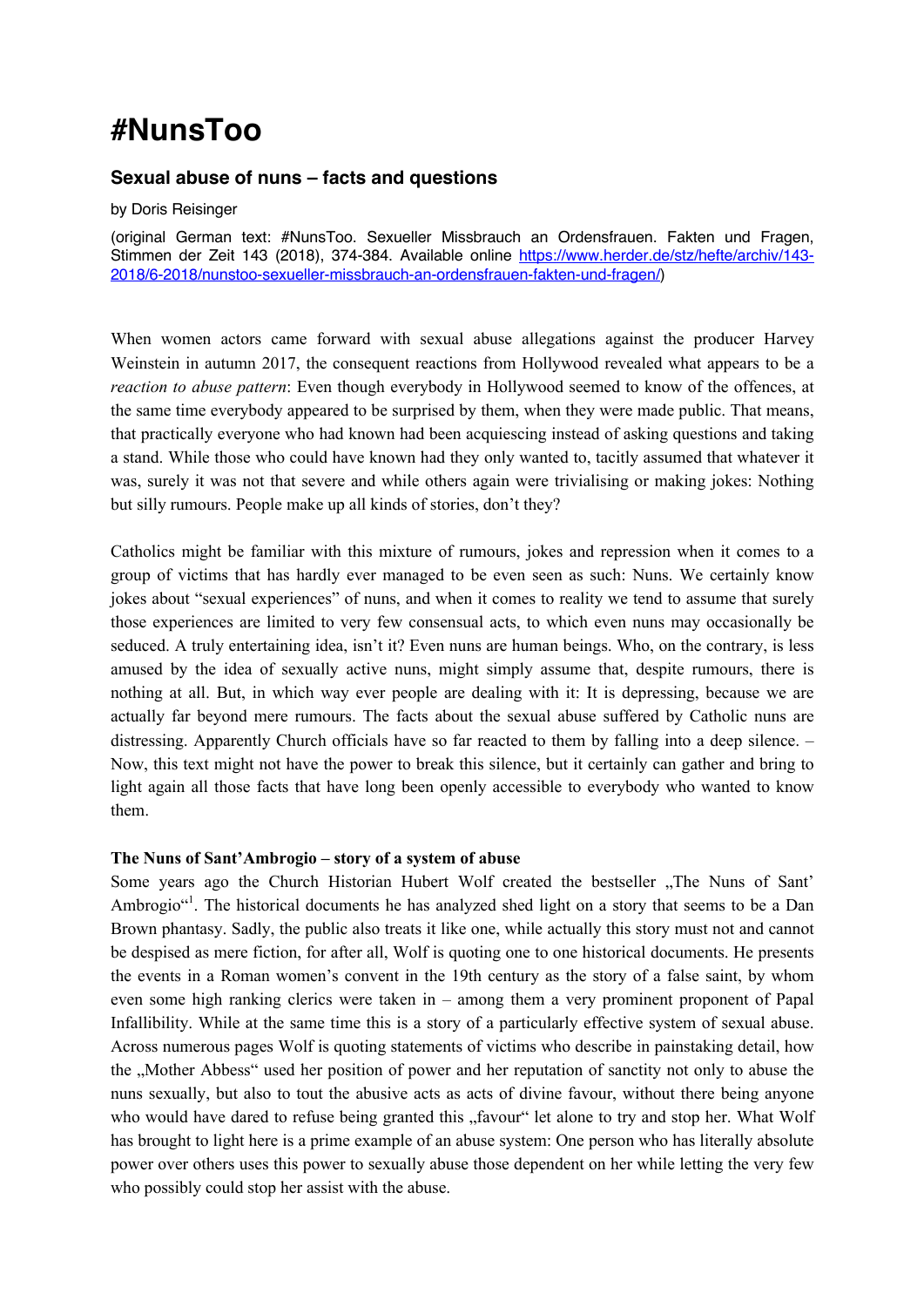# #NunsToo

## Sexual abuse of nuns – facts and questions

by Doris Reisinger

(original German text: #NunsToo. Sexueller Missbrauch an Ordensfrauen. Fakten und Fragen, Stimmen der Zeit 143 (2018), 374-384. Available online https://www.herder.de/stz/hefte/archiv/143-2018/6-2018/nunstoo-sexueller-missbrauch-an-ordensfrauen-fakten-und-fragen/)

When women actors came forward with sexual abuse allegations against the producer Harvey Weinstein in autumn 2017, the consequent reactions from Hollywood revealed what appears to be a *reaction to abuse pattern*: Even though everybody in Hollywood seemed to know of the offences, at the same time everybody appeared to be surprised by them, when they were made public. That means, that practically everyone who had known had been acquiescing instead of asking questions and taking a stand. While those who could have known had they only wanted to, tacitly assumed that whatever it was, surely it was not that severe and while others again were trivialising or making jokes: Nothing but silly rumours. People make up all kinds of stories, don't they?

Catholics might be familiar with this mixture of rumours, jokes and repression when it comes to a group of victims that has hardly ever managed to be even seen as such: Nuns. We certainly know jokes about "sexual experiences" of nuns, and when it comes to reality we tend to assume that surely those experiences are limited to very few consensual acts, to which even nuns may occasionally be seduced. A truly entertaining idea, isn't it? Even nuns are human beings. Who, on the contrary, is less amused by the idea of sexually active nuns, might simply assume that, despite rumours, there is nothing at all. But, in which way ever people are dealing with it: It is depressing, because we are actually far beyond mere rumours. The facts about the sexual abuse suffered by Catholic nuns are distressing. Apparently Church officials have so far reacted to them by falling into a deep silence. – Now, this text might not have the power to break this silence, but it certainly can gather and bring to light again all those facts that have long been openly accessible to everybody who wanted to know them.

**The Nuns of Sant'Ambrogio – story of a system of abuse**

Some years ago the Church Historian Hubert Wolf created the bestseller „The Nuns of Sant' Ambrogio"[1]. The historical documents he has analyzed shed light on a story that seems to be a Dan Brown phantasy. Sadly, the public also treats it like one, while actually this story must not and cannot be despised as mere fiction, for after all, Wolf is quoting one to one historical documents. He presents the events in a Roman women's convent in the 19th century as the story of a false saint, by whom even some high ranking clerics were taken in – among them a very prominent proponent of Papal Infallibility. While at the same time this is a story of a particularly effective system of sexual abuse. Across numerous pages Wolf is quoting statements of victims who describe in painstaking detail, how the „Mother Abbess" used her position of power and her reputation of sanctity not only to abuse the nuns sexually, but also to tout the abusive acts as acts of divine favour, without there being anyone who would have dared to refuse being granted this „favour" let alone to try and stop her. What Wolf has brought to light here is a prime example of an abuse system: One person who has literally absolute power over others uses this power to sexually abuse those dependent on her while letting the very few who possibly could stop her assist with the abuse.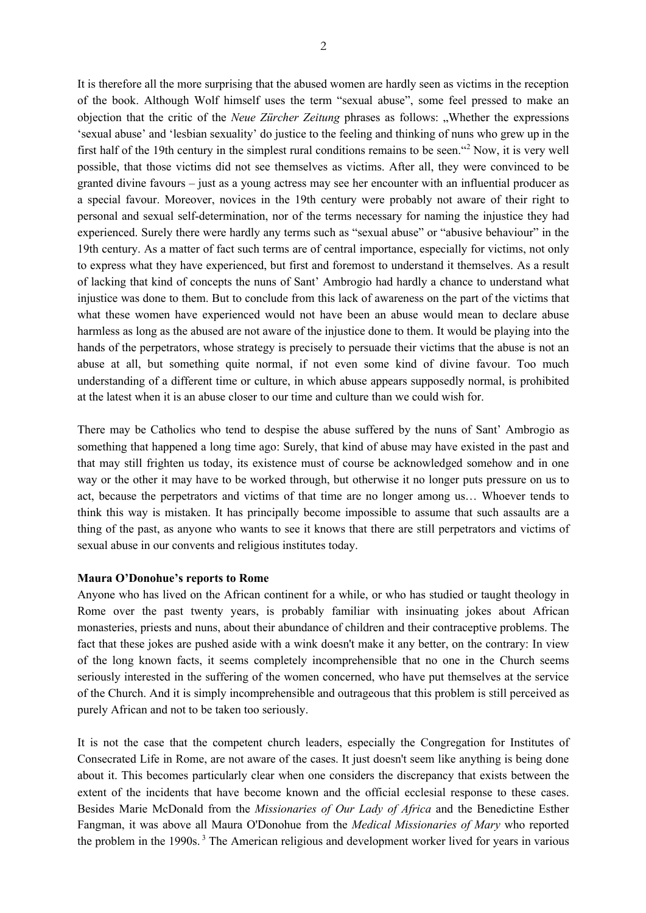It is therefore all the more surprising that the abused women are hardly seen as victims in the reception of the book. Although Wolf himself uses the term "sexual abuse", some feel pressed to make an objection that the critic of the *Neue Zürcher Zeitung* phrases as follows: „Whether the expressions 'sexual abuse' and 'lesbian sexuality' do justice to the feeling and thinking of nuns who grew up in the first half of the 19th century in the simplest rural conditions remains to be seen."[2] Now, it is very well possible, that those victims did not see themselves as victims. After all, they were convinced to be granted divine favours – just as a young actress may see her encounter with an influential producer as a special favour. Moreover, novices in the 19th century were probably not aware of their right to personal and sexual self-determination, nor of the terms necessary for naming the injustice they had experienced. Surely there were hardly any terms such as "sexual abuse" or "abusive behaviour" in the 19th century. As a matter of fact such terms are of central importance, especially for victims, not only to express what they have experienced, but first and foremost to understand it themselves. As a result of lacking that kind of concepts the nuns of Sant' Ambrogio had hardly a chance to understand what injustice was done to them. But to conclude from this lack of awareness on the part of the victims that what these women have experienced would not have been an abuse would mean to declare abuse harmless as long as the abused are not aware of the injustice done to them. It would be playing into the hands of the perpetrators, whose strategy is precisely to persuade their victims that the abuse is not an abuse at all, but something quite normal, if not even some kind of divine favour. Too much understanding of a different time or culture, in which abuse appears supposedly normal, is prohibited at the latest when it is an abuse closer to our time and culture than we could wish for.

There may be Catholics who tend to despise the abuse suffered by the nuns of Sant' Ambrogio as something that happened a long time ago: Surely, that kind of abuse may have existed in the past and that may still frighten us today, its existence must of course be acknowledged somehow and in one way or the other it may have to be worked through, but otherwise it no longer puts pressure on us to act, because the perpetrators and victims of that time are no longer among us… Whoever tends to think this way is mistaken. It has principally become impossible to assume that such assaults are a thing of the past, as anyone who wants to see it knows that there are still perpetrators and victims of sexual abuse in our convents and religious institutes today.

**Maura O'Donohue's reports to Rome**

Anyone who has lived on the African continent for a while, or who has studied or taught theology in Rome over the past twenty years, is probably familiar with insinuating jokes about African monasteries, priests and nuns, about their abundance of children and their contraceptive problems. The fact that these jokes are pushed aside with a wink doesn't make it any better, on the contrary: In view of the long known facts, it seems completely incomprehensible that no one in the Church seems seriously interested in the suffering of the women concerned, who have put themselves at the service of the Church. And it is simply incomprehensible and outrageous that this problem is still perceived as purely African and not to be taken too seriously.

It is not the case that the competent church leaders, especially the Congregation for Institutes of Consecrated Life in Rome, are not aware of the cases. It just doesn't seem like anything is being done about it. This becomes particularly clear when one considers the discrepancy that exists between the extent of the incidents that have become known and the official ecclesial response to these cases. Besides Marie McDonald from the *Missionaries of Our Lady of Africa* and the Benedictine Esther Fangman, it was above all Maura O'Donohue from the *Medical Missionaries of Mary* who reported the problem in the 1990s.[3] The American religious and development worker lived for years in various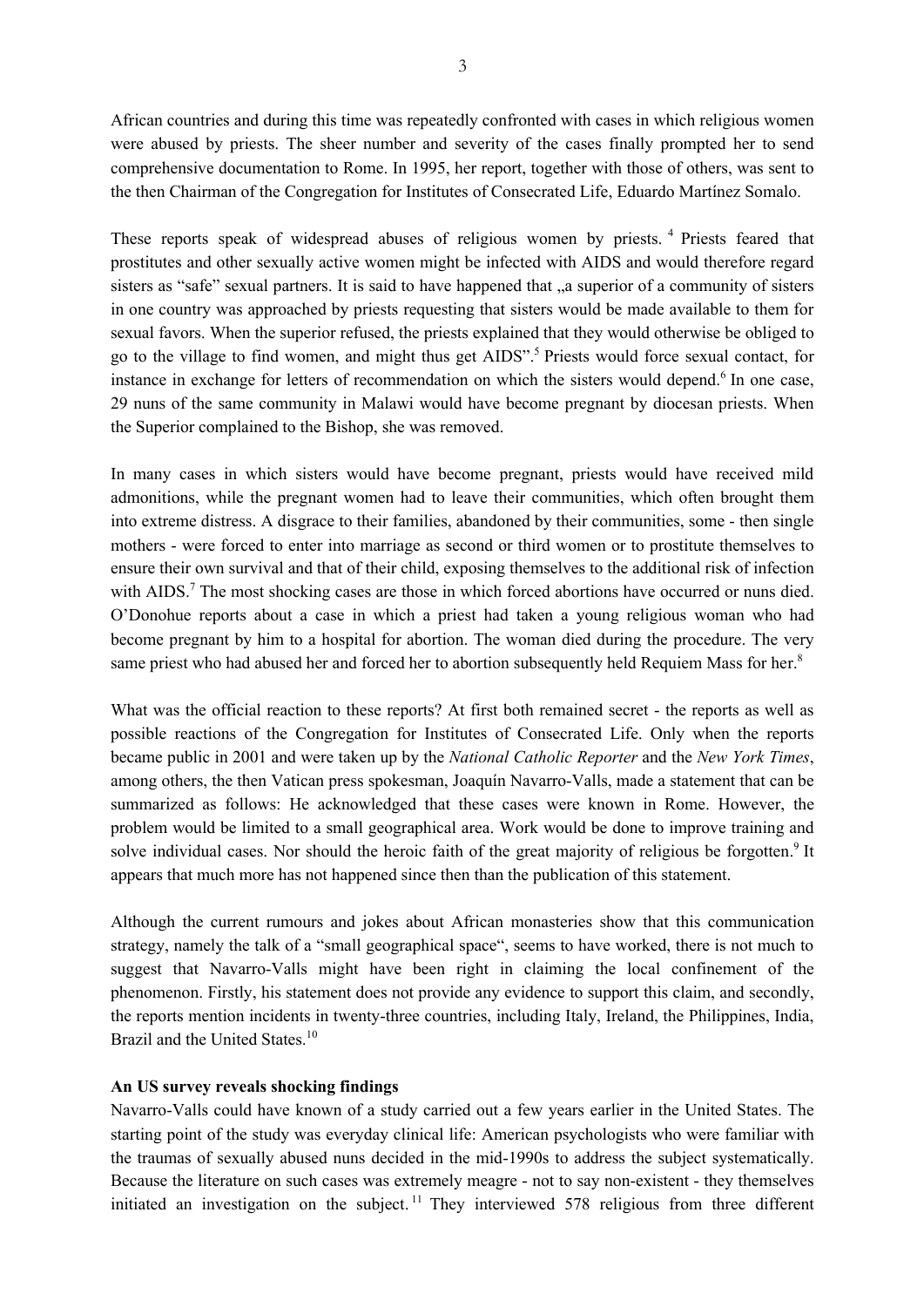African countries and during this time was repeatedly confronted with cases in which religious women were abused by priests. The sheer number and severity of the cases finally prompted her to send comprehensive documentation to Rome. In 1995, her report, together with those of others, was sent to the then Chairman of the Congregation for Institutes of Consecrated Life, Eduardo Martínez Somalo.

These reports speak of widespread abuses of religious women by priests.[4] Priests feared that prostitutes and other sexually active women might be infected with AIDS and would therefore regard sisters as "safe" sexual partners. It is said to have happened that „a superior of a community of sisters in one country was approached by priests requesting that sisters would be made available to them for sexual favors. When the superior refused, the priests explained that they would otherwise be obliged to go to the village to find women, and might thus get AIDS".[5] Priests would force sexual contact, for instance in exchange for letters of recommendation on which the sisters would depend.[6] In one case, 29 nuns of the same community in Malawi would have become pregnant by diocesan priests. When the Superior complained to the Bishop, she was removed.

In many cases in which sisters would have become pregnant, priests would have received mild admonitions, while the pregnant women had to leave their communities, which often brought them into extreme distress. A disgrace to their families, abandoned by their communities, some - then single mothers - were forced to enter into marriage as second or third women or to prostitute themselves to ensure their own survival and that of their child, exposing themselves to the additional risk of infection with AIDS.[7] The most shocking cases are those in which forced abortions have occurred or nuns died. O'Donohue reports about a case in which a priest had taken a young religious woman who had become pregnant by him to a hospital for abortion. The woman died during the procedure. The very same priest who had abused her and forced her to abortion subsequently held Requiem Mass for her.[8]

What was the official reaction to these reports? At first both remained secret - the reports as well as possible reactions of the Congregation for Institutes of Consecrated Life. Only when the reports became public in 2001 and were taken up by the *National Catholic Reporter* and the *New York Times*, among others, the then Vatican press spokesman, Joaquín Navarro-Valls, made a statement that can be summarized as follows: He acknowledged that these cases were known in Rome. However, the problem would be limited to a small geographical area. Work would be done to improve training and solve individual cases. Nor should the heroic faith of the great majority of religious be forgotten.[9] It appears that much more has not happened since then than the publication of this statement.

Although the current rumours and jokes about African monasteries show that this communication strategy, namely the talk of a "small geographical space", seems to have worked, there is not much to suggest that Navarro-Valls might have been right in claiming the local confinement of the phenomenon. Firstly, his statement does not provide any evidence to support this claim, and secondly, the reports mention incidents in twenty-three countries, including Italy, Ireland, the Philippines, India, Brazil and the United States.[10]

**An US survey reveals shocking findings**

Navarro-Valls could have known of a study carried out a few years earlier in the United States. The starting point of the study was everyday clinical life: American psychologists who were familiar with the traumas of sexually abused nuns decided in the mid-1990s to address the subject systematically. Because the literature on such cases was extremely meagre - not to say non-existent - they themselves initiated an investigation on the subject.[11] They interviewed 578 religious from three different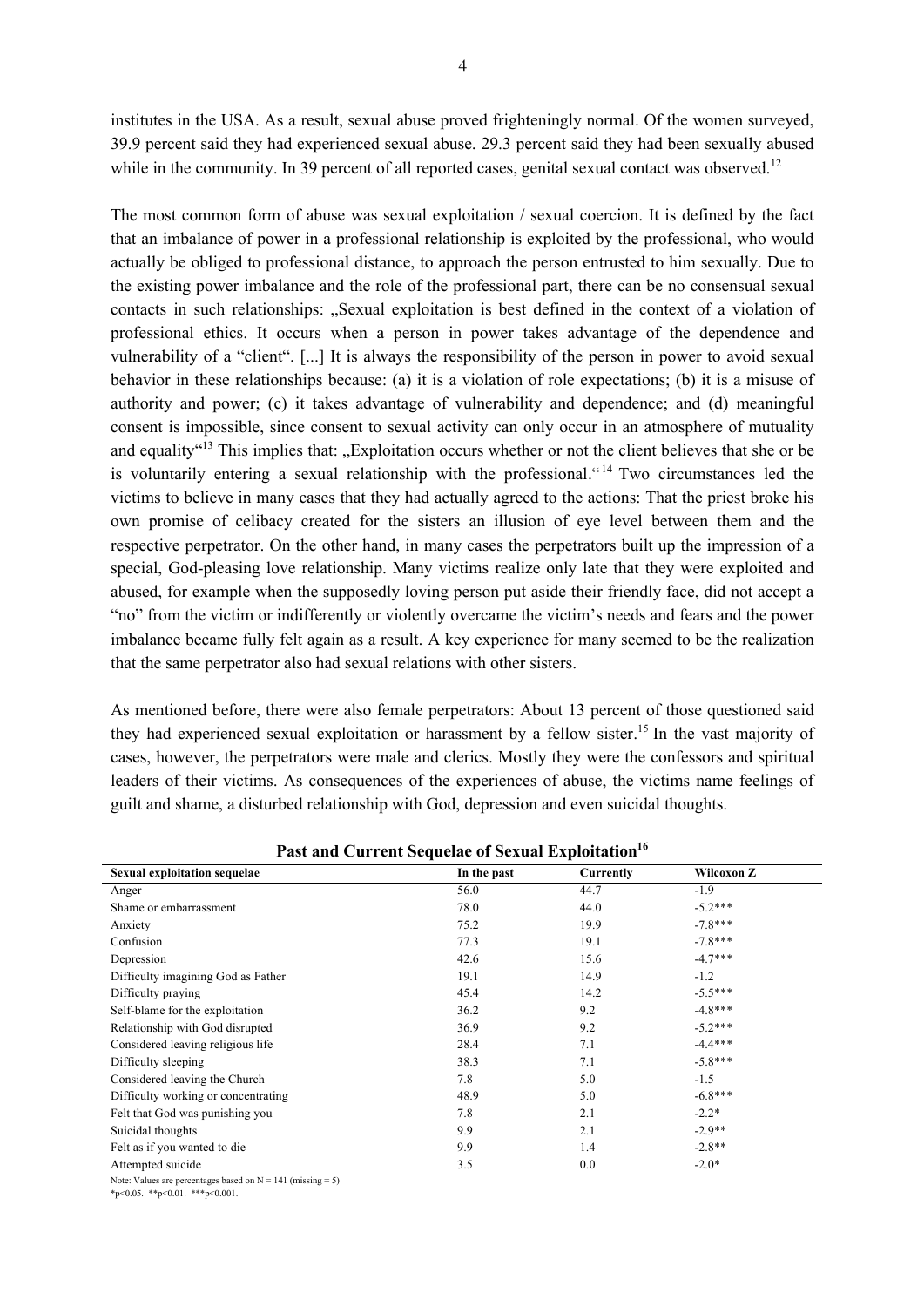institutes in the USA. As a result, sexual abuse proved frighteningly normal. Of the women surveyed, 39.9 percent said they had experienced sexual abuse. 29.3 percent said they had been sexually abused while in the community. In 39 percent of all reported cases, genital sexual contact was observed.[12]

The most common form of abuse was sexual exploitation / sexual coercion. It is defined by the fact that an imbalance of power in a professional relationship is exploited by the professional, who would actually be obliged to professional distance, to approach the person entrusted to him sexually. Due to the existing power imbalance and the role of the professional part, there can be no consensual sexual contacts in such relationships: „Sexual exploitation is best defined in the context of a violation of professional ethics. It occurs when a person in power takes advantage of the dependence and vulnerability of a "client". [...] It is always the responsibility of the person in power to avoid sexual behavior in these relationships because: (a) it is a violation of role expectations; (b) it is a misuse of authority and power; (c) it takes advantage of vulnerability and dependence; and (d) meaningful consent is impossible, since consent to sexual activity can only occur in an atmosphere of mutuality and equality"[13] This implies that: „Exploitation occurs whether or not the client believes that she or be is voluntarily entering a sexual relationship with the professional."[14] Two circumstances led the victims to believe in many cases that they had actually agreed to the actions: That the priest broke his own promise of celibacy created for the sisters an illusion of eye level between them and the respective perpetrator. On the other hand, in many cases the perpetrators built up the impression of a special, God-pleasing love relationship. Many victims realize only late that they were exploited and abused, for example when the supposedly loving person put aside their friendly face, did not accept a "no" from the victim or indifferently or violently overcame the victim's needs and fears and the power imbalance became fully felt again as a result. A key experience for many seemed to be the realization that the same perpetrator also had sexual relations with other sisters.

As mentioned before, there were also female perpetrators: About 13 percent of those questioned said they had experienced sexual exploitation or harassment by a fellow sister.[15] In the vast majority of cases, however, the perpetrators were male and clerics. Mostly they were the confessors and spiritual leaders of their victims. As consequences of the experiences of abuse, the victims name feelings of guilt and shame, a disturbed relationship with God, depression and even suicidal thoughts.

**Past and Current Sequelae of Sexual Exploitation[16]**

| Sexual exploitation sequelae | In the past | Currently | Wilcoxon Z |
|---|---|---|---|
| Anger | 56.0 | 44.7 | -1.9 |
| Shame or embarrassment | 78.0 | 44.0 | -5.2*** |
| Anxiety | 75.2 | 19.9 | -7.8*** |
| Confusion | 77.3 | 19.1 | -7.8*** |
| Depression | 42.6 | 15.6 | -4.7*** |
| Difficulty imagining God as Father | 19.1 | 14.9 | -1.2 |
| Difficulty praying | 45.4 | 14.2 | -5.5*** |
| Self-blame for the exploitation | 36.2 | 9.2 | -4.8*** |
| Relationship with God disrupted | 36.9 | 9.2 | -5.2*** |
| Considered leaving religious life | 28.4 | 7.1 | -4.4*** |
| Difficulty sleeping | 38.3 | 7.1 | -5.8*** |
| Considered leaving the Church | 7.8 | 5.0 | -1.5 |
| Difficulty working or concentrating | 48.9 | 5.0 | -6.8*** |
| Felt that God was punishing you | 7.8 | 2.1 | -2.2* |
| Suicidal thoughts | 9.9 | 2.1 | -2.9** |
| Felt as if you wanted to die | 9.9 | 1.4 | -2.8** |
| Attempted suicide | 3.5 | 0.0 | -2.0* |

Note: Values are percentages based on N = 141 (missing = 5)

*$p<0.05$. **$p<0.01$. ***$p<0.001$.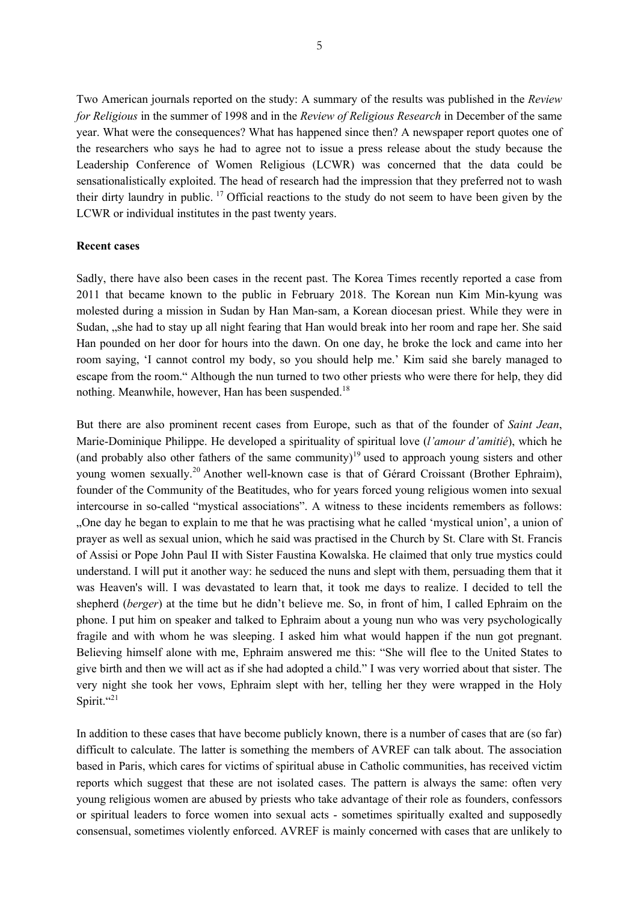Two American journals reported on the study: A summary of the results was published in the *Review for Religious* in the summer of 1998 and in the *Review of Religious Research* in December of the same year. What were the consequences? What has happened since then? A newspaper report quotes one of the researchers who says he had to agree not to issue a press release about the study because the Leadership Conference of Women Religious (LCWR) was concerned that the data could be sensationalistically exploited. The head of research had the impression that they preferred not to wash their dirty laundry in public. [17] Official reactions to the study do not seem to have been given by the LCWR or individual institutes in the past twenty years.

**Recent cases**

Sadly, there have also been cases in the recent past. The Korea Times recently reported a case from 2011 that became known to the public in February 2018. The Korean nun Kim Min-kyung was molested during a mission in Sudan by Han Man-sam, a Korean diocesan priest. While they were in Sudan, „she had to stay up all night fearing that Han would break into her room and rape her. She said Han pounded on her door for hours into the dawn. On one day, he broke the lock and came into her room saying, 'I cannot control my body, so you should help me.' Kim said she barely managed to escape from the room.“ Although the nun turned to two other priests who were there for help, they did nothing. Meanwhile, however, Han has been suspended.[18]

But there are also prominent recent cases from Europe, such as that of the founder of *Saint Jean*, Marie-Dominique Philippe. He developed a spirituality of spiritual love (*l'amour d'amitié*), which he (and probably also other fathers of the same community)[19] used to approach young sisters and other young women sexually.[20] Another well-known case is that of Gérard Croissant (Brother Ephraim), founder of the Community of the Beatitudes, who for years forced young religious women into sexual intercourse in so-called "mystical associations". A witness to these incidents remembers as follows: „One day he began to explain to me that he was practising what he called 'mystical union', a union of prayer as well as sexual union, which he said was practised in the Church by St. Clare with St. Francis of Assisi or Pope John Paul II with Sister Faustina Kowalska. He claimed that only true mystics could understand. I will put it another way: he seduced the nuns and slept with them, persuading them that it was Heaven's will. I was devastated to learn that, it took me days to realize. I decided to tell the shepherd (*berger*) at the time but he didn't believe me. So, in front of him, I called Ephraim on the phone. I put him on speaker and talked to Ephraim about a young nun who was very psychologically fragile and with whom he was sleeping. I asked him what would happen if the nun got pregnant. Believing himself alone with me, Ephraim answered me this: "She will flee to the United States to give birth and then we will act as if she had adopted a child." I was very worried about that sister. The very night she took her vows, Ephraim slept with her, telling her they were wrapped in the Holy Spirit.“[21]

In addition to these cases that have become publicly known, there is a number of cases that are (so far) difficult to calculate. The latter is something the members of AVREF can talk about. The association based in Paris, which cares for victims of spiritual abuse in Catholic communities, has received victim reports which suggest that these are not isolated cases. The pattern is always the same: often very young religious women are abused by priests who take advantage of their role as founders, confessors or spiritual leaders to force women into sexual acts - sometimes spiritually exalted and supposedly consensual, sometimes violently enforced. AVREF is mainly concerned with cases that are unlikely to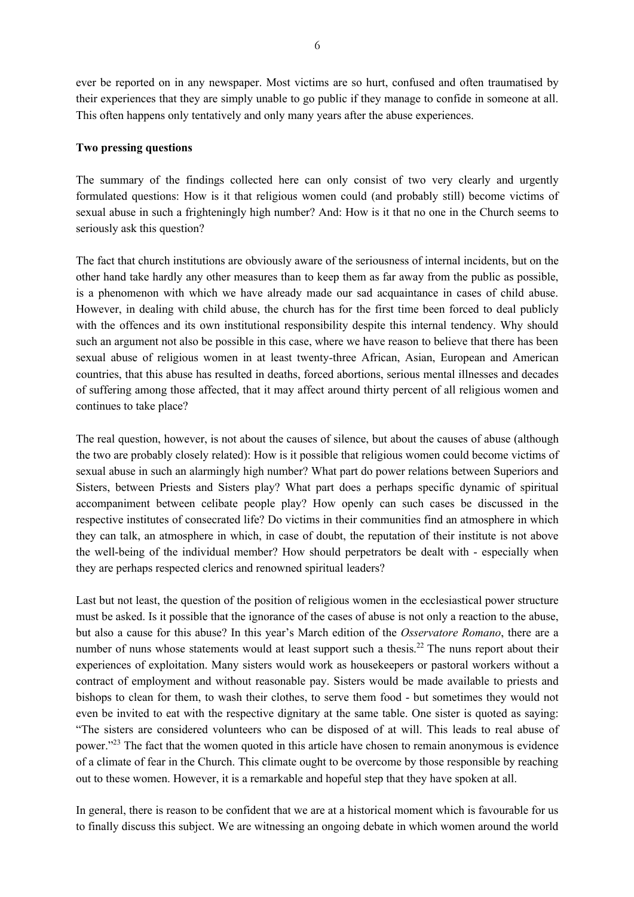ever be reported on in any newspaper. Most victims are so hurt, confused and often traumatised by their experiences that they are simply unable to go public if they manage to confide in someone at all. This often happens only tentatively and only many years after the abuse experiences.

**Two pressing questions**

The summary of the findings collected here can only consist of two very clearly and urgently formulated questions: How is it that religious women could (and probably still) become victims of sexual abuse in such a frighteningly high number? And: How is it that no one in the Church seems to seriously ask this question?

The fact that church institutions are obviously aware of the seriousness of internal incidents, but on the other hand take hardly any other measures than to keep them as far away from the public as possible, is a phenomenon with which we have already made our sad acquaintance in cases of child abuse. However, in dealing with child abuse, the church has for the first time been forced to deal publicly with the offences and its own institutional responsibility despite this internal tendency. Why should such an argument not also be possible in this case, where we have reason to believe that there has been sexual abuse of religious women in at least twenty-three African, Asian, European and American countries, that this abuse has resulted in deaths, forced abortions, serious mental illnesses and decades of suffering among those affected, that it may affect around thirty percent of all religious women and continues to take place?

The real question, however, is not about the causes of silence, but about the causes of abuse (although the two are probably closely related): How is it possible that religious women could become victims of sexual abuse in such an alarmingly high number? What part do power relations between Superiors and Sisters, between Priests and Sisters play? What part does a perhaps specific dynamic of spiritual accompaniment between celibate people play? How openly can such cases be discussed in the respective institutes of consecrated life? Do victims in their communities find an atmosphere in which they can talk, an atmosphere in which, in case of doubt, the reputation of their institute is not above the well-being of the individual member? How should perpetrators be dealt with - especially when they are perhaps respected clerics and renowned spiritual leaders?

Last but not least, the question of the position of religious women in the ecclesiastical power structure must be asked. Is it possible that the ignorance of the cases of abuse is not only a reaction to the abuse, but also a cause for this abuse? In this year's March edition of the *Osservatore Romano*, there are a number of nuns whose statements would at least support such a thesis.[22] The nuns report about their experiences of exploitation. Many sisters would work as housekeepers or pastoral workers without a contract of employment and without reasonable pay. Sisters would be made available to priests and bishops to clean for them, to wash their clothes, to serve them food - but sometimes they would not even be invited to eat with the respective dignitary at the same table. One sister is quoted as saying: "The sisters are considered volunteers who can be disposed of at will. This leads to real abuse of power."[23] The fact that the women quoted in this article have chosen to remain anonymous is evidence of a climate of fear in the Church. This climate ought to be overcome by those responsible by reaching out to these women. However, it is a remarkable and hopeful step that they have spoken at all.

In general, there is reason to be confident that we are at a historical moment which is favourable for us to finally discuss this subject. We are witnessing an ongoing debate in which women around the world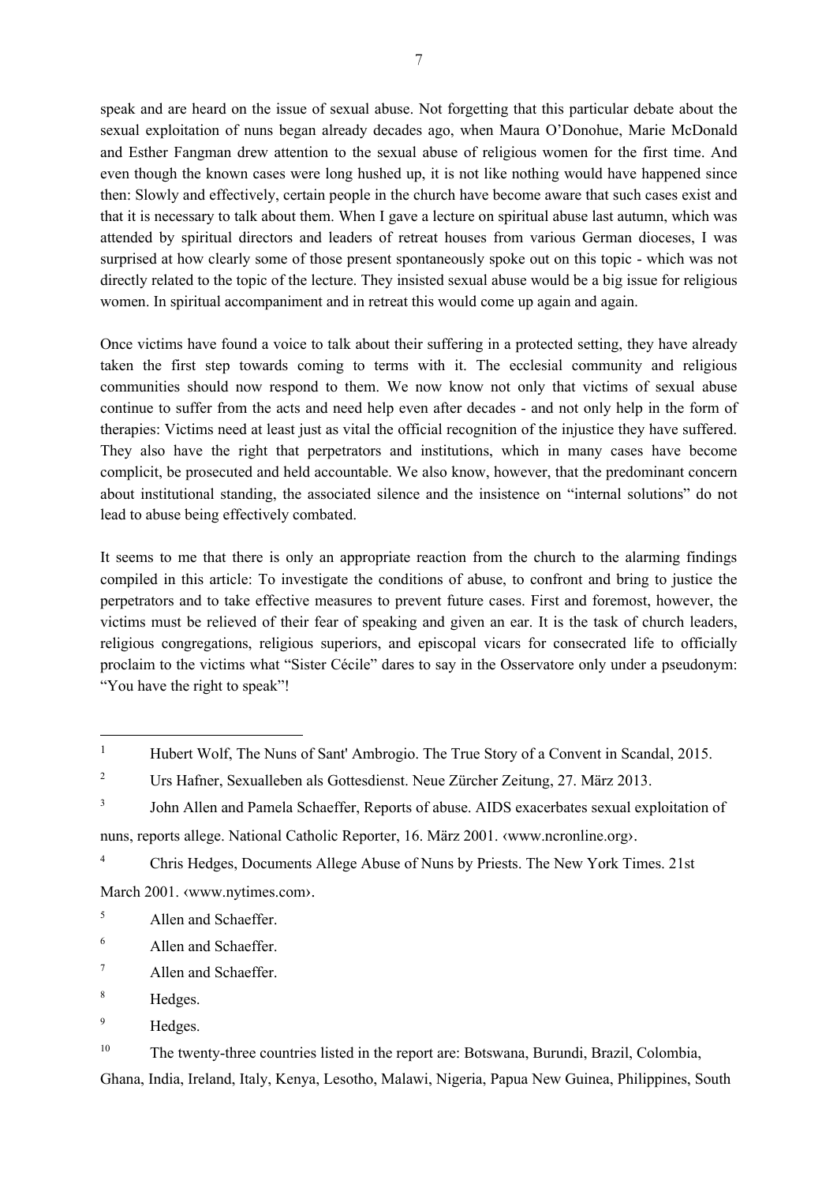speak and are heard on the issue of sexual abuse. Not forgetting that this particular debate about the sexual exploitation of nuns began already decades ago, when Maura O'Donohue, Marie McDonald and Esther Fangman drew attention to the sexual abuse of religious women for the first time. And even though the known cases were long hushed up, it is not like nothing would have happened since then: Slowly and effectively, certain people in the church have become aware that such cases exist and that it is necessary to talk about them. When I gave a lecture on spiritual abuse last autumn, which was attended by spiritual directors and leaders of retreat houses from various German dioceses, I was surprised at how clearly some of those present spontaneously spoke out on this topic - which was not directly related to the topic of the lecture. They insisted sexual abuse would be a big issue for religious women. In spiritual accompaniment and in retreat this would come up again and again.

Once victims have found a voice to talk about their suffering in a protected setting, they have already taken the first step towards coming to terms with it. The ecclesial community and religious communities should now respond to them. We now know not only that victims of sexual abuse continue to suffer from the acts and need help even after decades - and not only help in the form of therapies: Victims need at least just as vital the official recognition of the injustice they have suffered. They also have the right that perpetrators and institutions, which in many cases have become complicit, be prosecuted and held accountable. We also know, however, that the predominant concern about institutional standing, the associated silence and the insistence on "internal solutions" do not lead to abuse being effectively combated.

It seems to me that there is only an appropriate reaction from the church to the alarming findings compiled in this article: To investigate the conditions of abuse, to confront and bring to justice the perpetrators and to take effective measures to prevent future cases. First and foremost, however, the victims must be relieved of their fear of speaking and given an ear. It is the task of church leaders, religious congregations, religious superiors, and episcopal vicars for consecrated life to officially proclaim to the victims what "Sister Cécile" dares to say in the Osservatore only under a pseudonym: "You have the right to speak"!

---

[1] Hubert Wolf, The Nuns of Sant' Ambrogio. The True Story of a Convent in Scandal, 2015.

[2] Urs Hafner, Sexualleben als Gottesdienst. Neue Zürcher Zeitung, 27. März 2013.

[3] John Allen and Pamela Schaeffer, Reports of abuse. AIDS exacerbates sexual exploitation of nuns, reports allege. National Catholic Reporter, 16. März 2001. ‹www.ncronline.org›.

[4] Chris Hedges, Documents Allege Abuse of Nuns by Priests. The New York Times. 21st March 2001. ‹www.nytimes.com›.

[5] Allen and Schaeffer.

[6] Allen and Schaeffer.

[7] Allen and Schaeffer.

[8] Hedges.

[9] Hedges.

[10] The twenty-three countries listed in the report are: Botswana, Burundi, Brazil, Colombia, Ghana, India, Ireland, Italy, Kenya, Lesotho, Malawi, Nigeria, Papua New Guinea, Philippines, South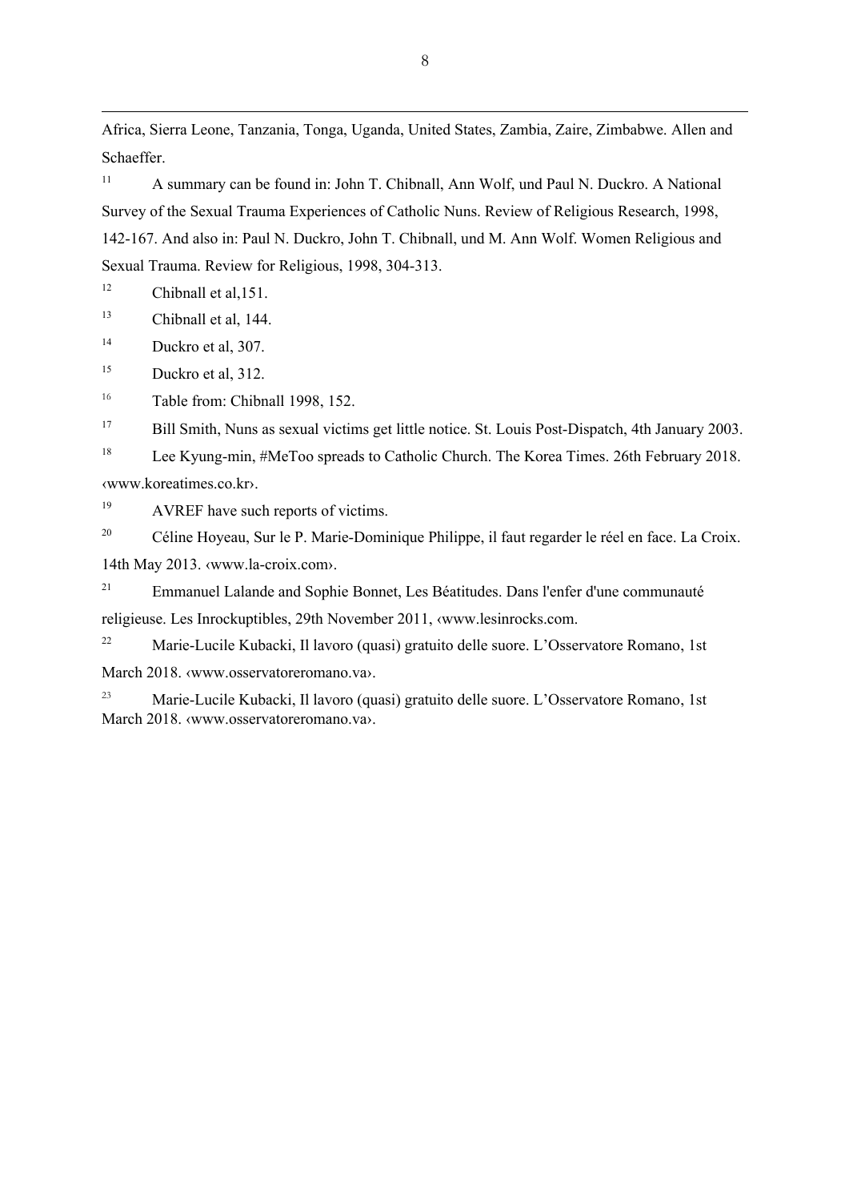Africa, Sierra Leone, Tanzania, Tonga, Uganda, United States, Zambia, Zaire, Zimbabwe. Allen and Schaeffer.

[11] A summary can be found in: John T. Chibnall, Ann Wolf, und Paul N. Duckro. A National Survey of the Sexual Trauma Experiences of Catholic Nuns. Review of Religious Research, 1998, 142-167. And also in: Paul N. Duckro, John T. Chibnall, und M. Ann Wolf. Women Religious and Sexual Trauma. Review for Religious, 1998, 304-313.

[12] Chibnall et al,151.

[13] Chibnall et al, 144.

[14] Duckro et al, 307.

[15] Duckro et al, 312.

[16] Table from: Chibnall 1998, 152.

[17] Bill Smith, Nuns as sexual victims get little notice. St. Louis Post-Dispatch, 4th January 2003.

[18] Lee Kyung-min, #MeToo spreads to Catholic Church. The Korea Times. 26th February 2018. ‹www.koreatimes.co.kr›.

[19] AVREF have such reports of victims.

[20] Céline Hoyeau, Sur le P. Marie-Dominique Philippe, il faut regarder le réel en face. La Croix. 14th May 2013. ‹www.la-croix.com›.

[21] Emmanuel Lalande and Sophie Bonnet, Les Béatitudes. Dans l'enfer d'une communauté religieuse. Les Inrockuptibles, 29th November 2011, ‹www.lesinrocks.com.

[22] Marie-Lucile Kubacki, Il lavoro (quasi) gratuito delle suore. L'Osservatore Romano, 1st March 2018. ‹www.osservatoreromano.va›.

[23] Marie-Lucile Kubacki, Il lavoro (quasi) gratuito delle suore. L'Osservatore Romano, 1st March 2018. ‹www.osservatoreromano.va›.